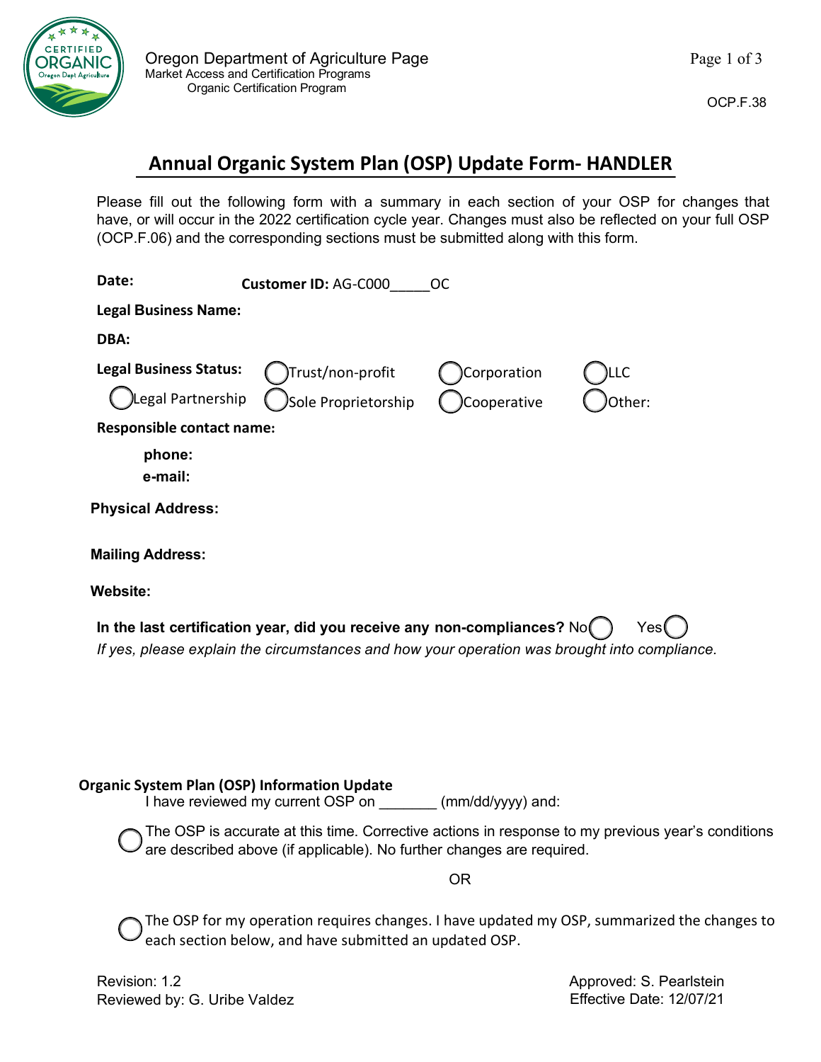Oregon Department of Agriculture Page
Market Access and Certification Programs
Organic Certification Program

OCP.F.38

# Annual Organic System Plan (OSP) Update Form- HANDLER

Please fill out the following form with a summary in each section of your OSP for changes that have, or will occur in the 2022 certification cycle year. Changes must also be reflected on your full OSP (OCP.F.06) and the corresponding sections must be submitted along with this form.

**Date:** **Customer ID:** AG-C000_____OC

**Legal Business Name:**

**DBA:**

**Legal Business Status:** ◯ Trust/non-profit ◯ Corporation ◯ LLC ◯ Legal Partnership ◯ Sole Proprietorship ◯ Cooperative ◯ Other:

**Responsible contact name:**

**phone:**

**e-mail:**

**Physical Address:**

**Mailing Address:**

**Website:**

**In the last certification year, did you receive any non-compliances?** No ◯ Yes ◯

*If yes, please explain the circumstances and how your operation was brought into compliance.*

**Organic System Plan (OSP) Information Update**

I have reviewed my current OSP on _______ (mm/dd/yyyy) and:

◯ The OSP is accurate at this time. Corrective actions in response to my previous year's conditions are described above (if applicable). No further changes are required.

OR

◯ The OSP for my operation requires changes. I have updated my OSP, summarized the changes to each section below, and have submitted an updated OSP.

Revision: 1.2
Reviewed by: G. Uribe Valdez

Approved: S. Pearlstein
Effective Date: 12/07/21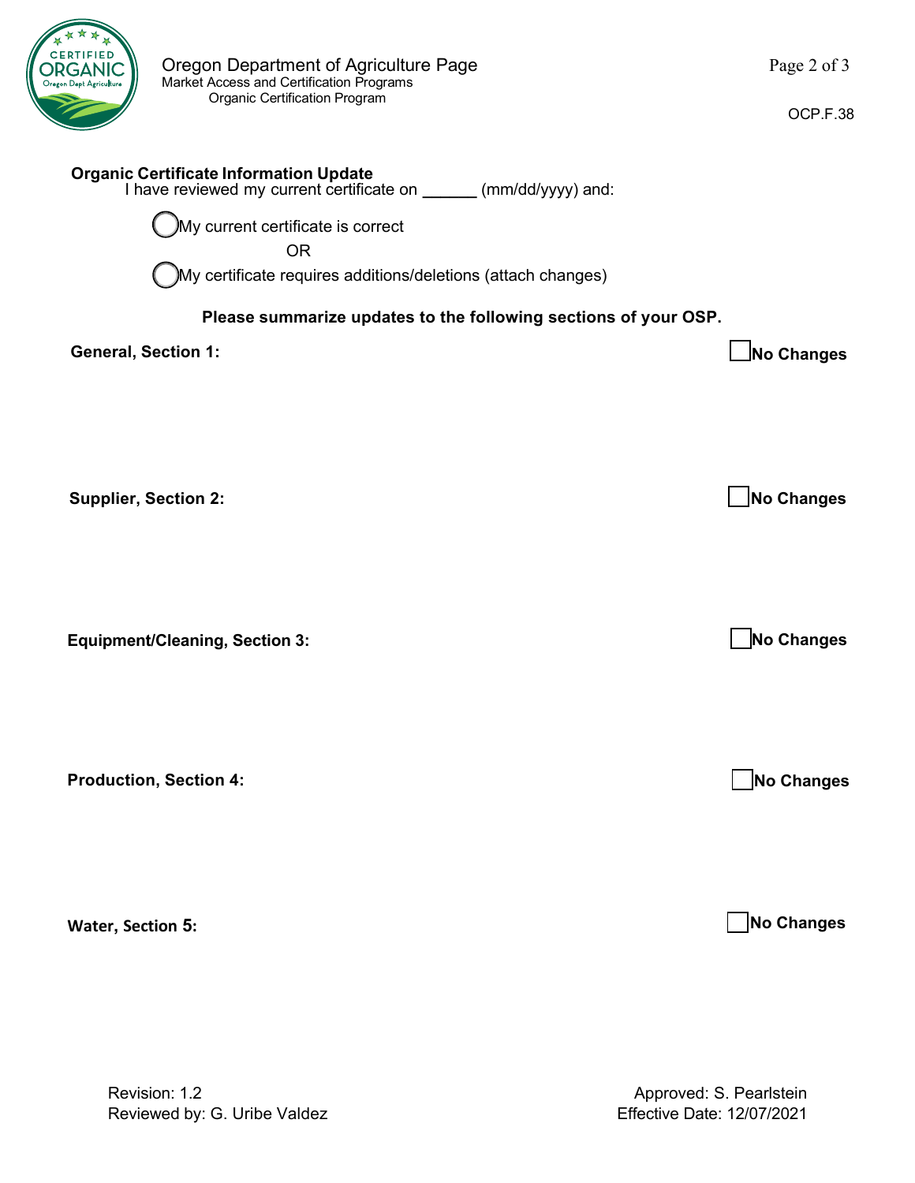## Organic Certificate Information Update

I have reviewed my current certificate on ______ (mm/dd/yyyy) and:

- ◯ My current certificate is correct

  OR

- ◯ My certificate requires additions/deletions (attach changes)

**Please summarize updates to the following sections of your OSP.**

**General, Section 1:** ☐ **No Changes**

**Supplier, Section 2:** ☐ **No Changes**

**Equipment/Cleaning, Section 3:** ☐ **No Changes**

**Production, Section 4:** ☐ **No Changes**

**Water, Section 5:** ☐ **No Changes**

Revision: 1.2
Reviewed by: G. Uribe Valdez

Approved: S. Pearlstein
Effective Date: 12/07/2021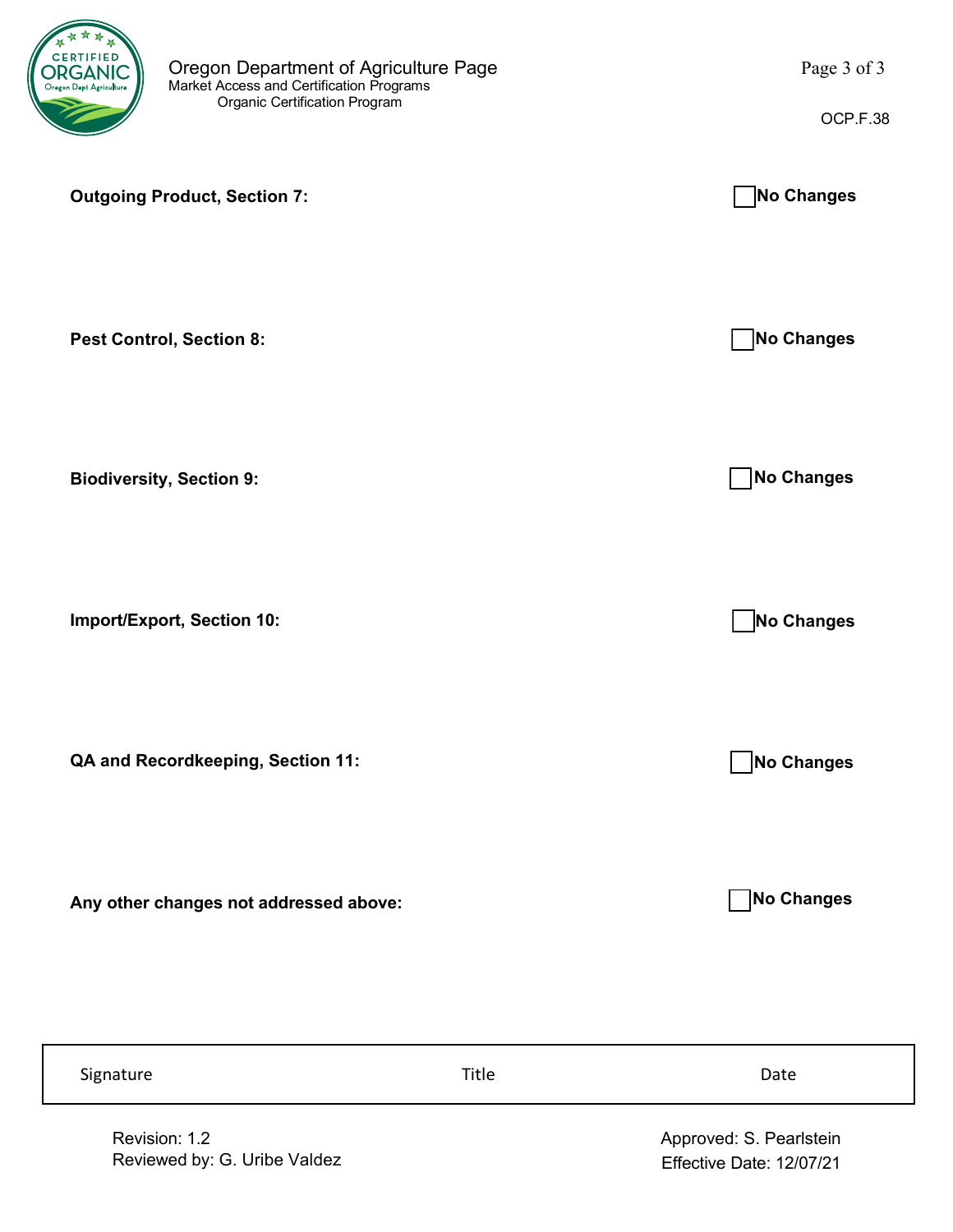**Outgoing Product, Section 7:** ☐ **No Changes**

**Pest Control, Section 8:** ☐ **No Changes**

**Biodiversity, Section 9:** ☐ **No Changes**

**Import/Export, Section 10:** ☐ **No Changes**

**QA and Recordkeeping, Section 11:** ☐ **No Changes**

**Any other changes not addressed above:** ☐ **No Changes**

| Signature | Title | Date |
|---|---|---|
| | | |

Revision: 1.2
Reviewed by: G. Uribe Valdez

Approved: S. Pearlstein
Effective Date: 12/07/21